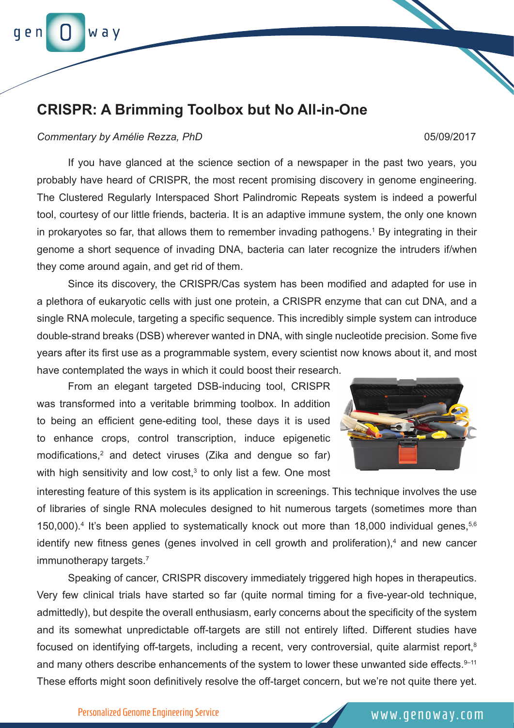# CRISPR: A Brimming Toolbox but No All-in-One

*Commentary by Amélie Rezza, PhD*

05/09/2017

If you have glanced at the science section of a newspaper in the past two years, you probably have heard of CRISPR, the most recent promising discovery in genome engineering. The Clustered Regularly Interspaced Short Palindromic Repeats system is indeed a powerful tool, courtesy of our little friends, bacteria. It is an adaptive immune system, the only one known in prokaryotes so far, that allows them to remember invading pathogens.[1] By integrating in their genome a short sequence of invading DNA, bacteria can later recognize the intruders if/when they come around again, and get rid of them.

Since its discovery, the CRISPR/Cas system has been modified and adapted for use in a plethora of eukaryotic cells with just one protein, a CRISPR enzyme that can cut DNA, and a single RNA molecule, targeting a specific sequence. This incredibly simple system can introduce double-strand breaks (DSB) wherever wanted in DNA, with single nucleotide precision. Some five years after its first use as a programmable system, every scientist now knows about it, and most have contemplated the ways in which it could boost their research.

From an elegant targeted DSB-inducing tool, CRISPR was transformed into a veritable brimming toolbox. In addition to being an efficient gene-editing tool, these days it is used to enhance crops, control transcription, induce epigenetic modifications,[2] and detect viruses (Zika and dengue so far) with high sensitivity and low cost,[3] to only list a few. One most interesting feature of this system is its application in screenings. This technique involves the use of libraries of single RNA molecules designed to hit numerous targets (sometimes more than 150,000).[4] It's been applied to systematically knock out more than 18,000 individual genes,[5,6] identify new fitness genes (genes involved in cell growth and proliferation),[4] and new cancer immunotherapy targets.[7]

Speaking of cancer, CRISPR discovery immediately triggered high hopes in therapeutics. Very few clinical trials have started so far (quite normal timing for a five-year-old technique, admittedly), but despite the overall enthusiasm, early concerns about the specificity of the system and its somewhat unpredictable off-targets are still not entirely lifted. Different studies have focused on identifying off-targets, including a recent, very controversial, quite alarmist report,[8] and many others describe enhancements of the system to lower these unwanted side effects.[9–11] These efforts might soon definitively resolve the off-target concern, but we're not quite there yet.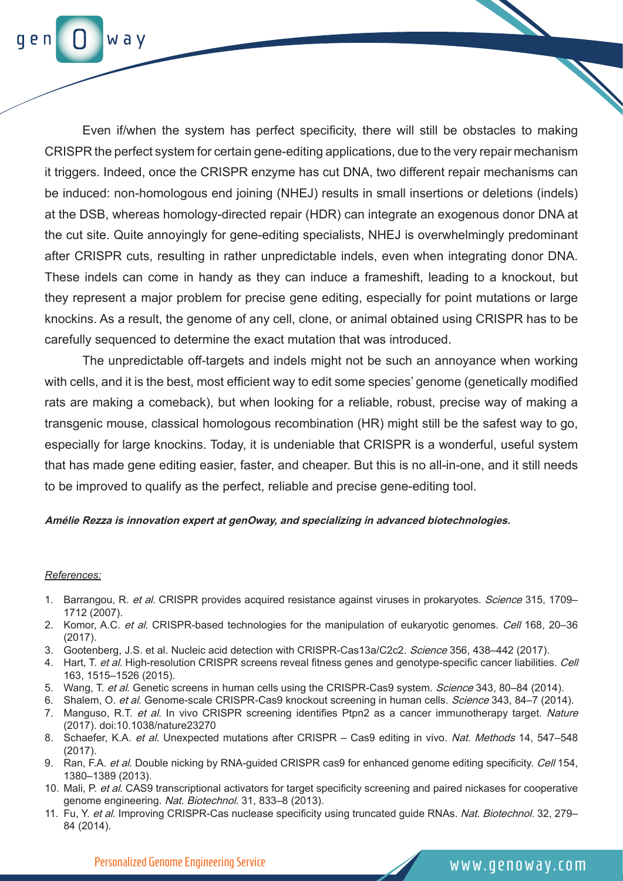Even if/when the system has perfect specificity, there will still be obstacles to making CRISPR the perfect system for certain gene-editing applications, due to the very repair mechanism it triggers. Indeed, once the CRISPR enzyme has cut DNA, two different repair mechanisms can be induced: non-homologous end joining (NHEJ) results in small insertions or deletions (indels) at the DSB, whereas homology-directed repair (HDR) can integrate an exogenous donor DNA at the cut site. Quite annoyingly for gene-editing specialists, NHEJ is overwhelmingly predominant after CRISPR cuts, resulting in rather unpredictable indels, even when integrating donor DNA. These indels can come in handy as they can induce a frameshift, leading to a knockout, but they represent a major problem for precise gene editing, especially for point mutations or large knockins. As a result, the genome of any cell, clone, or animal obtained using CRISPR has to be carefully sequenced to determine the exact mutation that was introduced.

The unpredictable off-targets and indels might not be such an annoyance when working with cells, and it is the best, most efficient way to edit some species' genome (genetically modified rats are making a comeback), but when looking for a reliable, robust, precise way of making a transgenic mouse, classical homologous recombination (HR) might still be the safest way to go, especially for large knockins. Today, it is undeniable that CRISPR is a wonderful, useful system that has made gene editing easier, faster, and cheaper. But this is no all-in-one, and it still needs to be improved to qualify as the perfect, reliable and precise gene-editing tool.

***Amélie Rezza is innovation expert at genOway, and specializing in advanced biotechnologies.***

*References:*

1. Barrangou, R. *et al.* CRISPR provides acquired resistance against viruses in prokaryotes. *Science* 315, 1709–1712 (2007).
2. Komor, A.C. *et al.* CRISPR-based technologies for the manipulation of eukaryotic genomes. *Cell* 168, 20–36 (2017).
3. Gootenberg, J.S. et al. Nucleic acid detection with CRISPR-Cas13a/C2c2. *Science* 356, 438–442 (2017).
4. Hart, T. *et al.* High-resolution CRISPR screens reveal fitness genes and genotype-specific cancer liabilities. *Cell* 163, 1515–1526 (2015).
5. Wang, T. *et al.* Genetic screens in human cells using the CRISPR-Cas9 system. *Science* 343, 80–84 (2014).
6. Shalem, O. *et al.* Genome-scale CRISPR-Cas9 knockout screening in human cells. *Science* 343, 84–7 (2014).
7. Manguso, R.T. *et al.* In vivo CRISPR screening identifies Ptpn2 as a cancer immunotherapy target. *Nature* (2017). doi:10.1038/nature23270
8. Schaefer, K.A. *et al.* Unexpected mutations after CRISPR – Cas9 editing in vivo. *Nat. Methods* 14, 547–548 (2017).
9. Ran, F.A. *et al.* Double nicking by RNA-guided CRISPR cas9 for enhanced genome editing specificity. *Cell* 154, 1380–1389 (2013).
10. Mali, P. *et al.* CAS9 transcriptional activators for target specificity screening and paired nickases for cooperative genome engineering. *Nat. Biotechnol.* 31, 833–8 (2013).
11. Fu, Y. *et al.* Improving CRISPR-Cas nuclease specificity using truncated guide RNAs. *Nat. Biotechnol.* 32, 279–84 (2014).